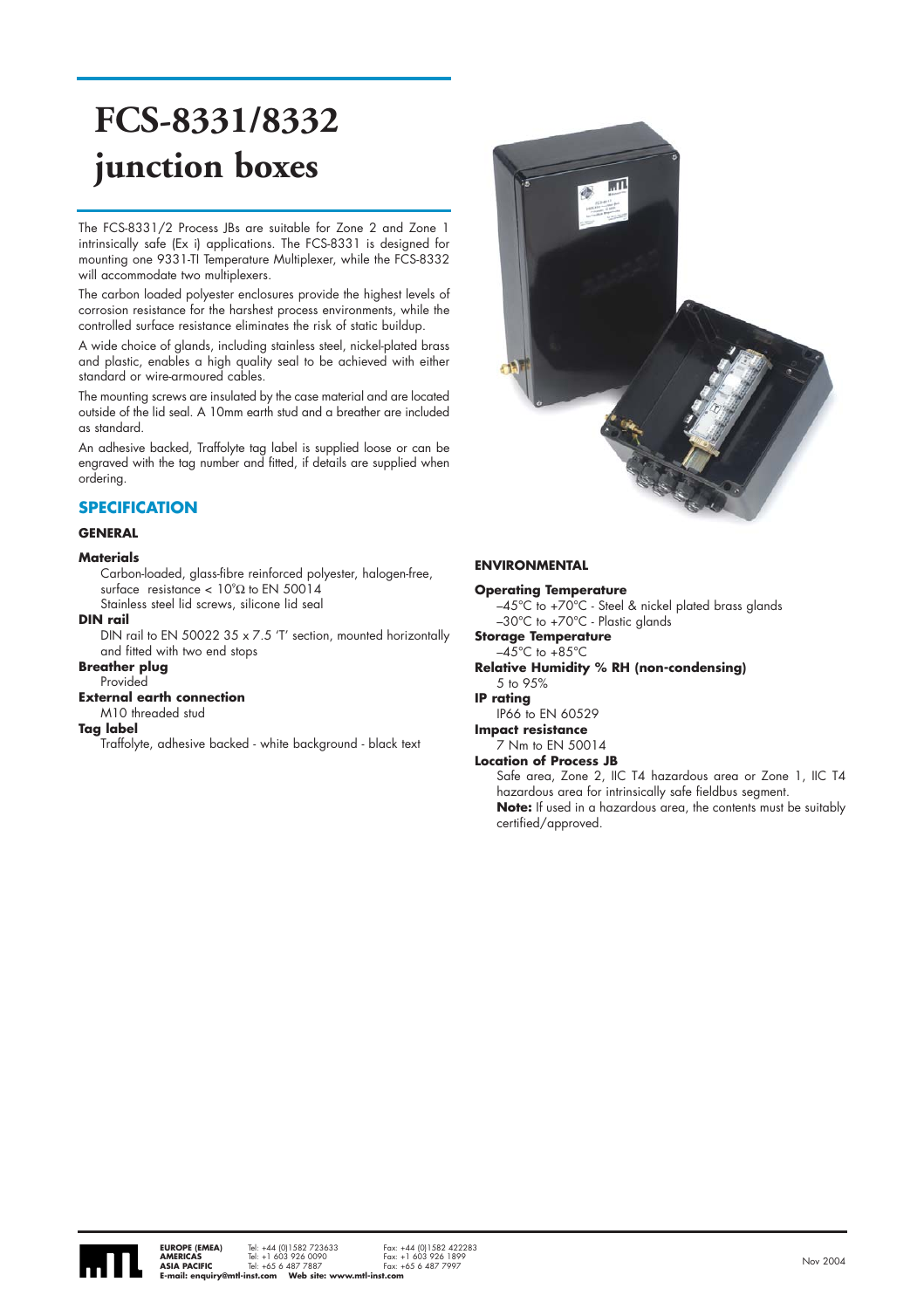# FCS-8331/8332 junction boxes

The FCS-8331/2 Process JBs are suitable for Zone 2 and Zone 1 intrinsically safe (Ex i) applications. The FCS-8331 is designed for mounting one 9331-TI Temperature Multiplexer, while the FCS-8332 will accommodate two multiplexers.

The carbon loaded polyester enclosures provide the highest levels of corrosion resistance for the harshest process environments, while the controlled surface resistance eliminates the risk of static buildup.

A wide choice of glands, including stainless steel, nickel-plated brass and plastic, enables a high quality seal to be achieved with either standard or wire-armoured cables.

The mounting screws are insulated by the case material and are located outside of the lid seal. A 10mm earth stud and a breather are included as standard.

An adhesive backed, Traffolyte tag label is supplied loose or can be engraved with the tag number and fitted, if details are supplied when ordering.

## SPECIFICATION

### GENERAL

**Materials**

Carbon-loaded, glass-fibre reinforced polyester, halogen-free, surface resistance < $10^{9}\Omega$ to EN 50014

Stainless steel lid screws, silicone lid seal

**DIN rail**

DIN rail to EN 50022 35 x 7.5 'T' section, mounted horizontally and fitted with two end stops

**Breather plug**

Provided

**External earth connection**

M10 threaded stud

**Tag label**

Traffolyte, adhesive backed - white background - black text

### ENVIRONMENTAL

**Operating Temperature**

–45°C to +70°C - Steel & nickel plated brass glands

–30°C to +70°C - Plastic glands

**Storage Temperature**

–45°C to +85°C

**Relative Humidity % RH (non-condensing)**

5 to 95%

**IP rating**

IP66 to EN 60529

**Impact resistance**

7 Nm to EN 50014

**Location of Process JB**

Safe area, Zone 2, IIC T4 hazardous area or Zone 1, IIC T4 hazardous area for intrinsically safe fieldbus segment.

**Note:** If used in a hazardous area, the contents must be suitably certified/approved.

**EUROPE (EMEA)** Tel: +44 (0)1582 723633 Fax: +44 (0)1582 422283
**AMERICAS** Tel: +1 603 926 0090 Fax: +1 603 926 1899
**ASIA PACIFIC** Tel: +65 6 487 7887 Fax: +65 6 487 7997
**E-mail: enquiry@mtl-inst.com Web site: www.mtl-inst.com**

Nov 2004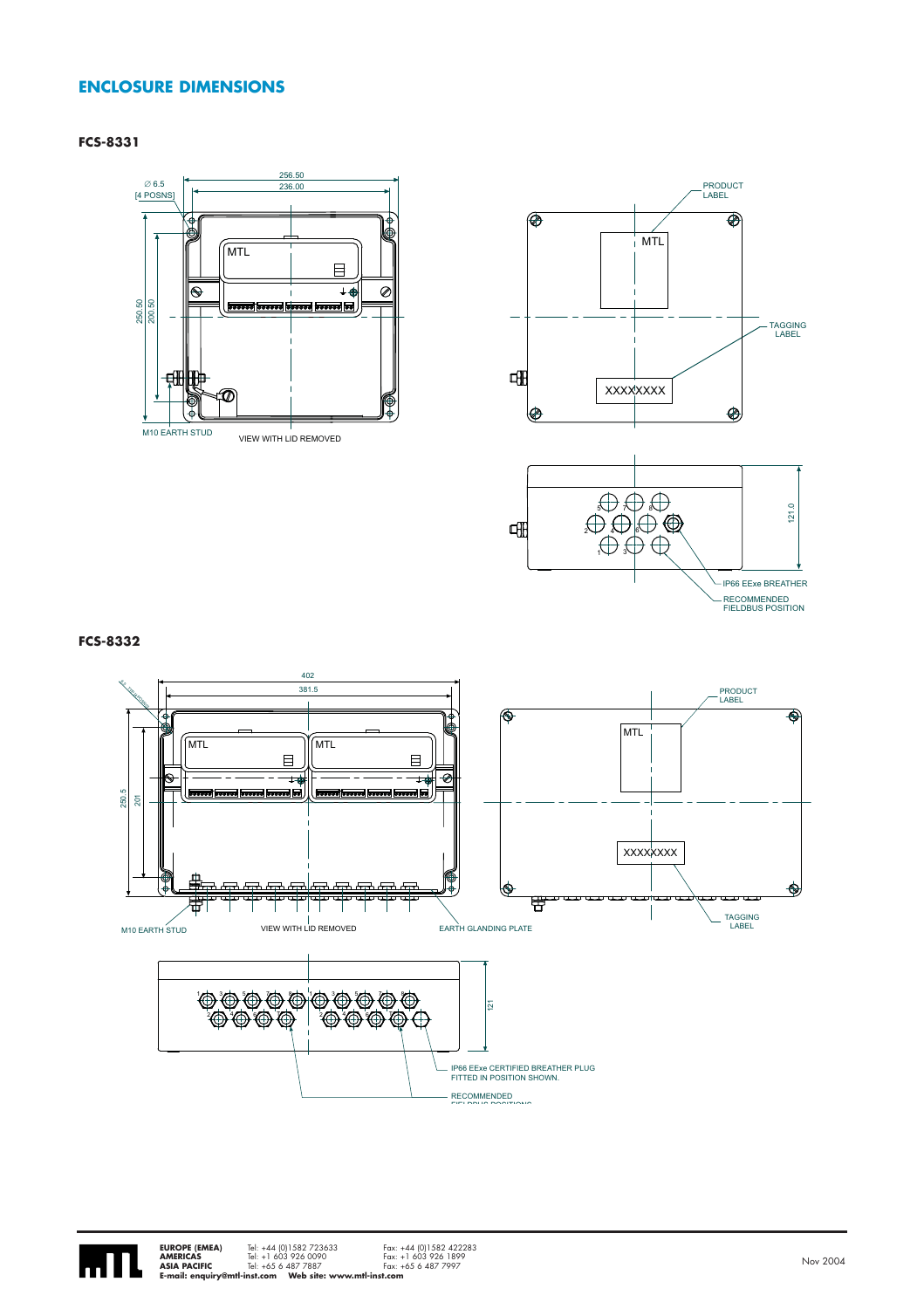## ENCLOSURE DIMENSIONS

### FCS-8331

256.50
236.00
∅ 6.5
[4 POSNS]
250.50
200.50
MTL
M10 EARTH STUD
VIEW WITH LID REMOVED
PRODUCT LABEL
MTL
TAGGING LABEL
XXXXXXXX
121.0
IP66 EExe BREATHER
RECOMMENDED FIELDBUS POSITION

### FCS-8332

402
381.5
250.5
201
MTL
MTL
M10 EARTH STUD
VIEW WITH LID REMOVED
EARTH GLANDING PLATE
PRODUCT LABEL
MTL
XXXXXXXX
TAGGING LABEL
121
IP66 EExe CERTIFIED BREATHER PLUG FITTED IN POSITION SHOWN.
RECOMMENDED FIELDBUS POSITIONS

**EUROPE (EMEA)** Tel: +44 (0)1582 723633 Fax: +44 (0)1582 422283
**AMERICAS** Tel: +1 603 926 0090 Fax: +1 603 926 1899
**ASIA PACIFIC** Tel: +65 6 487 7887 Fax: +65 6 487 7997
**E-mail: enquiry@mtl-inst.com Web site: www.mtl-inst.com**

Nov 2004